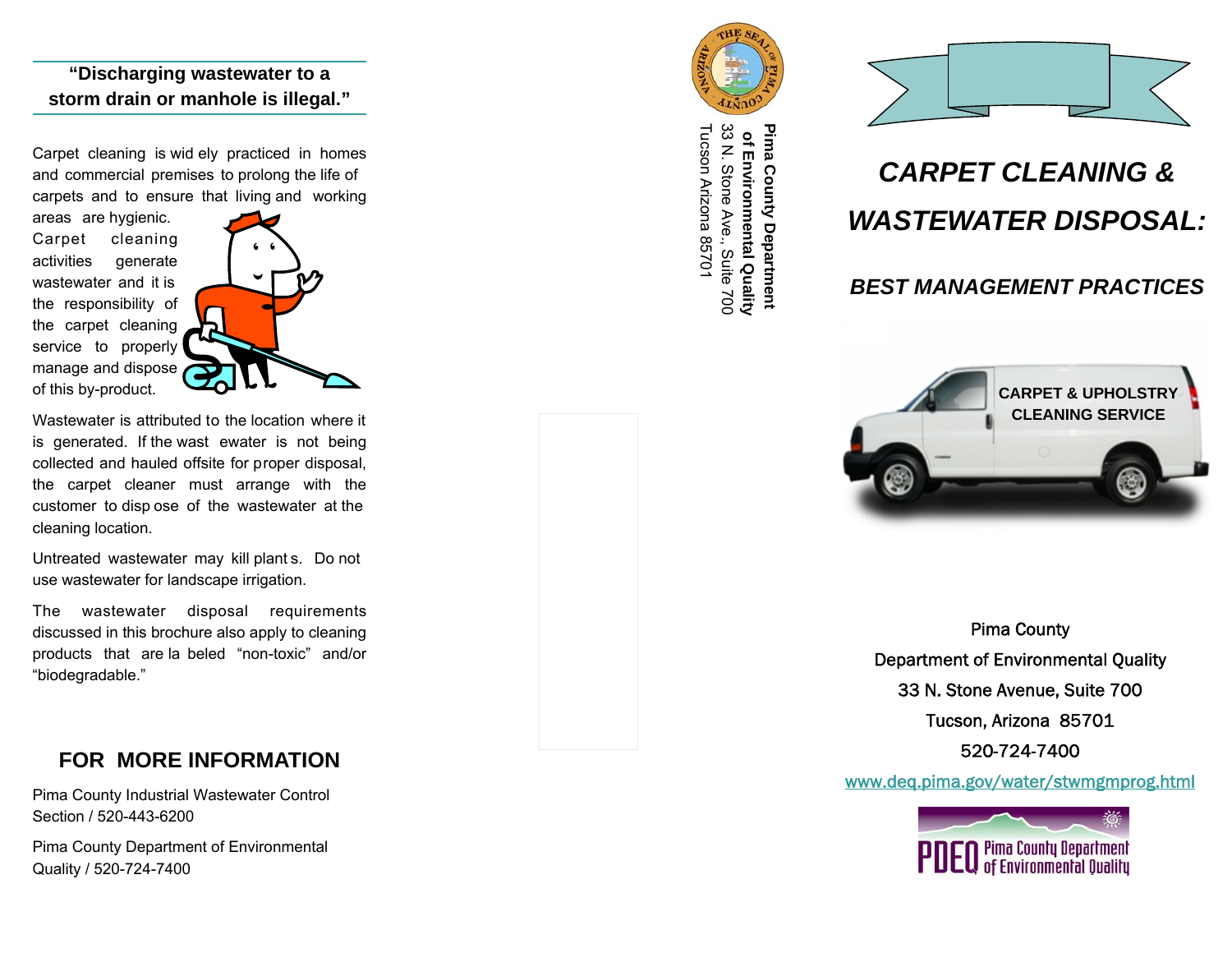**"Discharging wastewater to a storm drain or manhole is illegal."**

Carpet cleaning is widely practiced in homes and commercial premises to prolong the life of carpets and to ensure that living and working areas are hygienic. Carpet cleaning activities generate wastewater and it is the responsibility of the carpet cleaning service to properly manage and dispose of this by-product.

Wastewater is attributed to the location where it is generated. If the wastewater is not being collected and hauled offsite for proper disposal, the carpet cleaner must arrange with the customer to dispose of the wastewater at the cleaning location.

Untreated wastewater may kill plants. Do not use wastewater for landscape irrigation.

The wastewater disposal requirements discussed in this brochure also apply to cleaning products that are labeled "non-toxic" and/or "biodegradable."

## FOR MORE INFORMATION

Pima County Industrial Wastewater Control Section / 520-443-6200

Pima County Department of Environmental Quality / 520-724-7400

**Pima County Department of Environmental Quality**
33 N. Stone Ave., Suite 700
Tucson Arizona 85701

# *CARPET CLEANING & WASTEWATER DISPOSAL:*

## *BEST MANAGEMENT PRACTICES*

CARPET & UPHOLSTRY CLEANING SERVICE

Pima County
Department of Environmental Quality
33 N. Stone Avenue, Suite 700
Tucson, Arizona 85701
520-724-7400
www.deq.pima.gov/water/stwmgmprog.html

PDEQ Pima County Department of Environmental Quality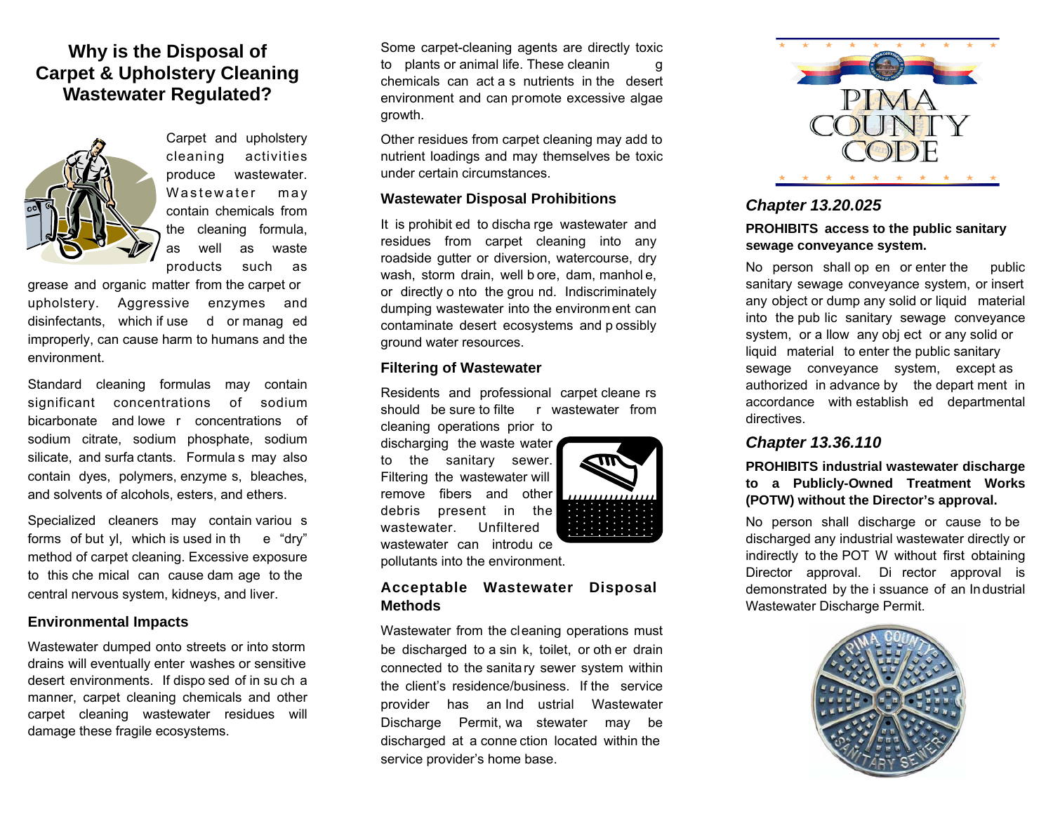# Why is the Disposal of Carpet & Upholstery Cleaning Wastewater Regulated?

Carpet and upholstery cleaning activities produce wastewater. Wastewater may contain chemicals from the cleaning formula, as well as waste products such as grease and organic matter from the carpet or upholstery. Aggressive enzymes and disinfectants, which if used or managed improperly, can cause harm to humans and the environment.

Standard cleaning formulas may contain significant concentrations of sodium bicarbonate and lower concentrations of sodium citrate, sodium phosphate, sodium silicate, and surfactants. Formulas may also contain dyes, polymers, enzymes, bleaches, and solvents of alcohols, esters, and ethers.

Specialized cleaners may contain various forms of butyl, which is used in the "dry" method of carpet cleaning. Excessive exposure to this chemical can cause damage to the central nervous system, kidneys, and liver.

## Environmental Impacts

Wastewater dumped onto streets or into storm drains will eventually enter washes or sensitive desert environments. If disposed of in such a manner, carpet cleaning chemicals and other carpet cleaning wastewater residues will damage these fragile ecosystems.

Some carpet-cleaning agents are directly toxic to plants or animal life. These cleaning chemicals can act as nutrients in the desert environment and can promote excessive algae growth.

Other residues from carpet cleaning may add to nutrient loadings and may themselves be toxic under certain circumstances.

## Wastewater Disposal Prohibitions

It is prohibited to discharge wastewater and residues from carpet cleaning into any roadside gutter or diversion, watercourse, dry wash, storm drain, well bore, dam, manhole, or directly onto the ground. Indiscriminately dumping wastewater into the environment can contaminate desert ecosystems and possibly ground water resources.

## Filtering of Wastewater

Residents and professional carpet cleaners should be sure to filter wastewater from cleaning operations prior to discharging the waste water to the sanitary sewer. Filtering the wastewater will remove fibers and other debris present in the wastewater. Unfiltered wastewater can introduce pollutants into the environment.

## Acceptable Wastewater Disposal Methods

Wastewater from the cleaning operations must be discharged to a sink, toilet, or other drain connected to the sanitary sewer system within the client's residence/business. If the service provider has an Industrial Wastewater Discharge Permit, wastewater may be discharged at a connection located within the service provider's home base.

PIMA COUNTY CODE

### *Chapter 13.20.025*

**PROHIBITS access to the public sanitary sewage conveyance system.**

No person shall open or enter the public sanitary sewage conveyance system, or insert any object or dump any solid or liquid material into the public sanitary sewage conveyance system, or allow any object or any solid or liquid material to enter the public sanitary sewage conveyance system, except as authorized in advance by the department in accordance with established departmental directives.

### *Chapter 13.36.110*

**PROHIBITS industrial wastewater discharge to a Publicly-Owned Treatment Works (POTW) without the Director's approval.**

No person shall discharge or cause to be discharged any industrial wastewater directly or indirectly to the POTW without first obtaining Director approval. Director approval is demonstrated by the issuance of an Industrial Wastewater Discharge Permit.